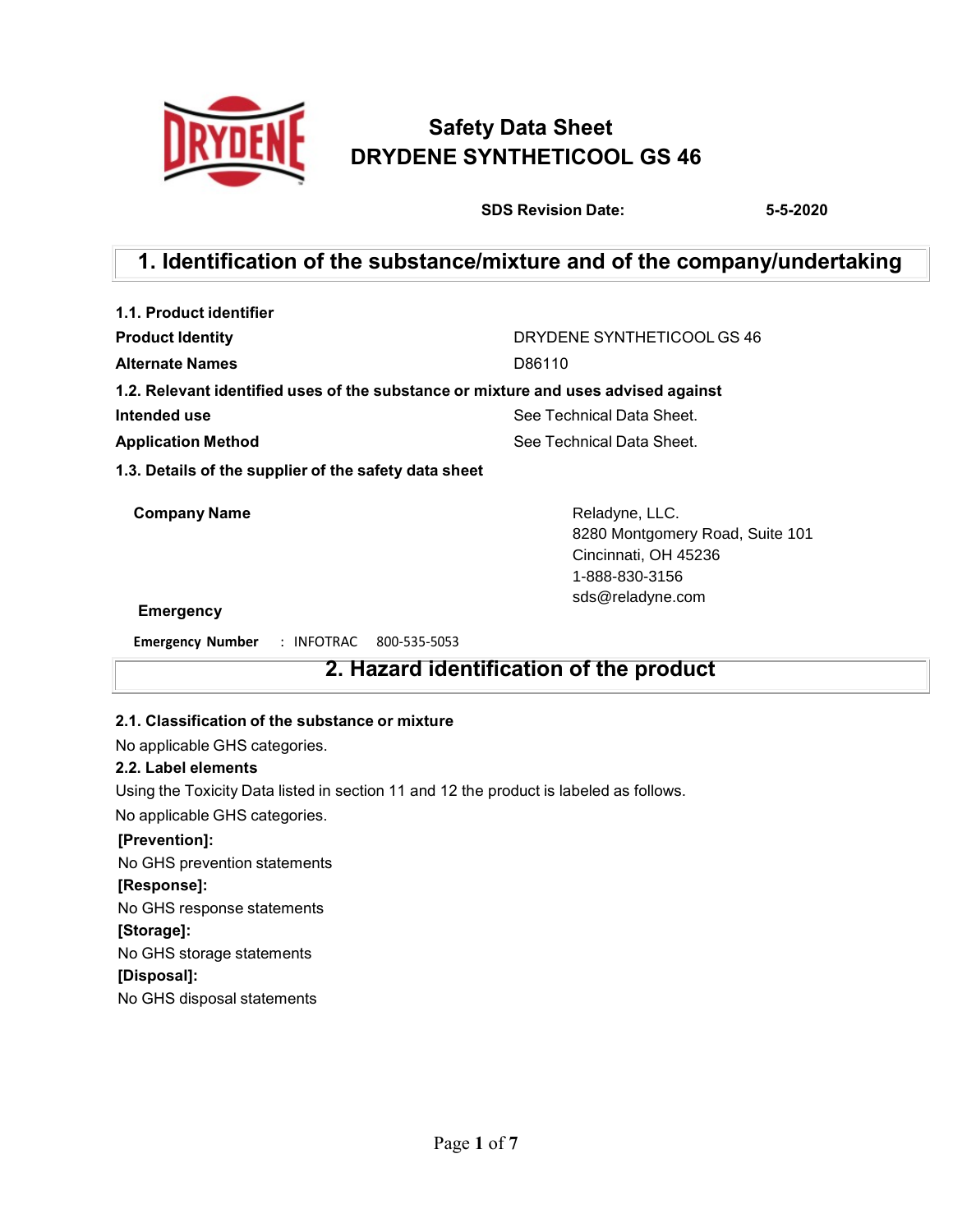# Safety Data Sheet
# DRYDENE SYNTHETICOOL GS 46

**SDS Revision Date:** **5-5-2020**

## 1. Identification of the substance/mixture and of the company/undertaking

**1.1. Product identifier**

| | |
|---|---|
| **Product Identity** | DRYDENE SYNTHETICOOL GS 46 |
| **Alternate Names** | D86110 |

**1.2. Relevant identified uses of the substance or mixture and uses advised against**

| | |
|---|---|
| **Intended use** | See Technical Data Sheet. |
| **Application Method** | See Technical Data Sheet. |

**1.3. Details of the supplier of the safety data sheet**

**Company Name**

Reladyne, LLC.
8280 Montgomery Road, Suite 101
Cincinnati, OH 45236
1-888-830-3156
sds@reladyne.com

**Emergency**

**Emergency Number** : INFOTRAC 800-535-5053

## 2. Hazard identification of the product

**2.1. Classification of the substance or mixture**

No applicable GHS categories.

**2.2. Label elements**

Using the Toxicity Data listed in section 11 and 12 the product is labeled as follows.

No applicable GHS categories.

**[Prevention]:**

No GHS prevention statements

**[Response]:**

No GHS response statements

**[Storage]:**

No GHS storage statements

**[Disposal]:**

No GHS disposal statements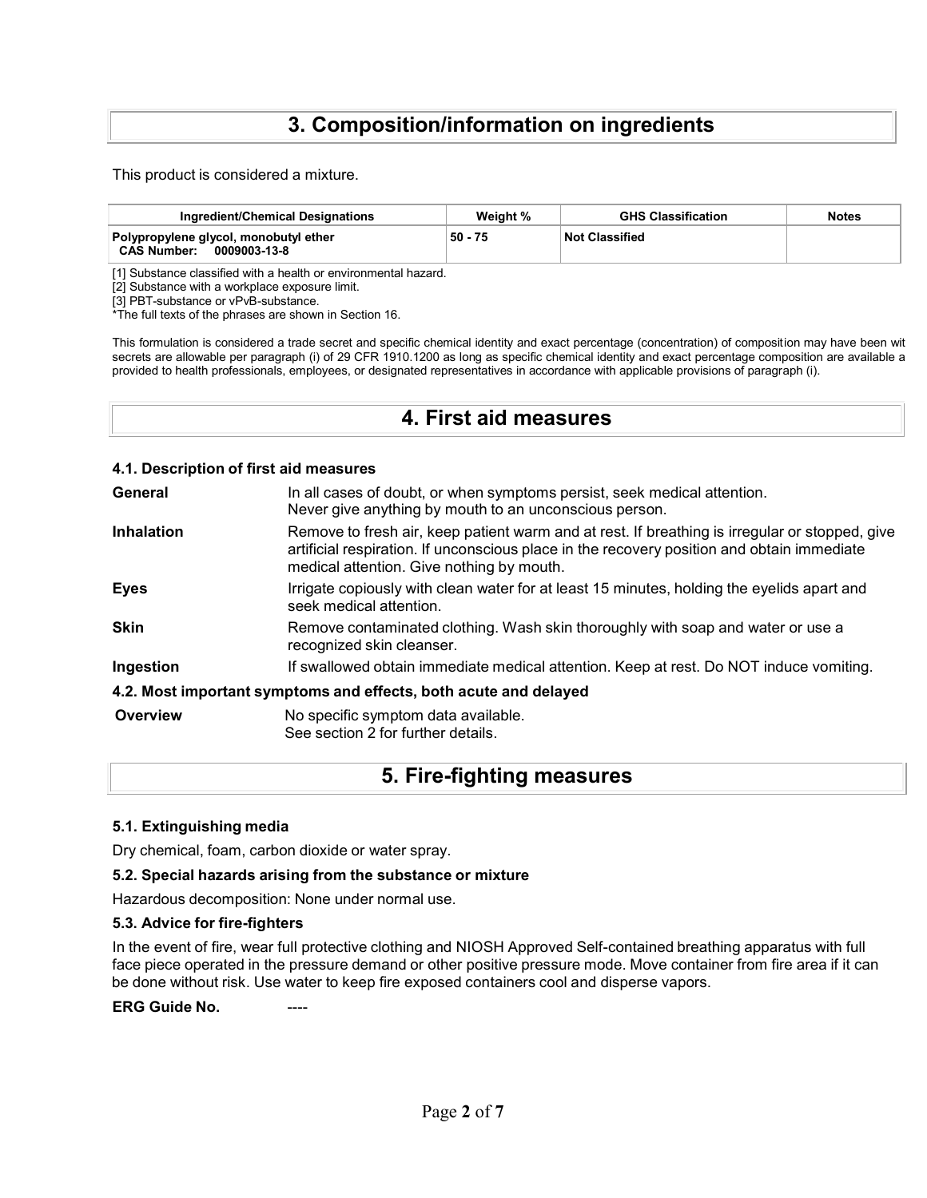## 3. Composition/information on ingredients

This product is considered a mixture.

| Ingredient/Chemical Designations | Weight % | GHS Classification | Notes |
| --- | --- | --- | --- |
| **Polypropylene glycol, monobutyl ether**<br>**CAS Number: 0009003-13-8** | **50 - 75** | **Not Classified** | |

[1] Substance classified with a health or environmental hazard.
[2] Substance with a workplace exposure limit.
[3] PBT-substance or vPvB-substance.
*The full texts of the phrases are shown in Section 16.

This formulation is considered a trade secret and specific chemical identity and exact percentage (concentration) of composition may have been wit secrets are allowable per paragraph (i) of 29 CFR 1910.1200 as long as specific chemical identity and exact percentage composition are available a provided to health professionals, employees, or designated representatives in accordance with applicable provisions of paragraph (i).

## 4. First aid measures

### 4.1. Description of first aid measures

**General** In all cases of doubt, or when symptoms persist, seek medical attention. Never give anything by mouth to an unconscious person.

**Inhalation** Remove to fresh air, keep patient warm and at rest. If breathing is irregular or stopped, give artificial respiration. If unconscious place in the recovery position and obtain immediate medical attention. Give nothing by mouth.

**Eyes** Irrigate copiously with clean water for at least 15 minutes, holding the eyelids apart and seek medical attention.

**Skin** Remove contaminated clothing. Wash skin thoroughly with soap and water or use a recognized skin cleanser.

**Ingestion** If swallowed obtain immediate medical attention. Keep at rest. Do NOT induce vomiting.

### 4.2. Most important symptoms and effects, both acute and delayed

**Overview** No specific symptom data available.
See section 2 for further details.

## 5. Fire-fighting measures

### 5.1. Extinguishing media

Dry chemical, foam, carbon dioxide or water spray.

### 5.2. Special hazards arising from the substance or mixture

Hazardous decomposition: None under normal use.

### 5.3. Advice for fire-fighters

In the event of fire, wear full protective clothing and NIOSH Approved Self-contained breathing apparatus with full face piece operated in the pressure demand or other positive pressure mode. Move container from fire area if it can be done without risk. Use water to keep fire exposed containers cool and disperse vapors.

**ERG Guide No.** ----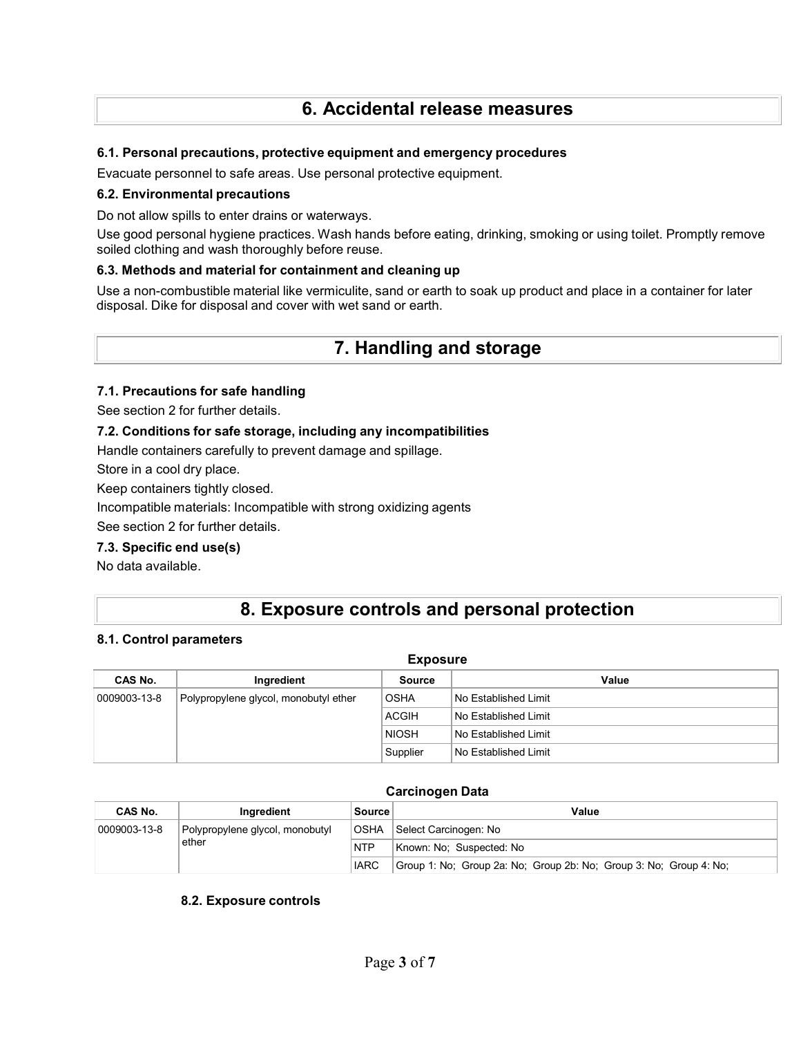# 6. Accidental release measures

### 6.1. Personal precautions, protective equipment and emergency procedures

Evacuate personnel to safe areas. Use personal protective equipment.

### 6.2. Environmental precautions

Do not allow spills to enter drains or waterways.

Use good personal hygiene practices. Wash hands before eating, drinking, smoking or using toilet. Promptly remove soiled clothing and wash thoroughly before reuse.

### 6.3. Methods and material for containment and cleaning up

Use a non-combustible material like vermiculite, sand or earth to soak up product and place in a container for later disposal. Dike for disposal and cover with wet sand or earth.

# 7. Handling and storage

### 7.1. Precautions for safe handling

See section 2 for further details.

### 7.2. Conditions for safe storage, including any incompatibilities

Handle containers carefully to prevent damage and spillage.

Store in a cool dry place.

Keep containers tightly closed.

Incompatible materials: Incompatible with strong oxidizing agents

See section 2 for further details.

### 7.3. Specific end use(s)

No data available.

# 8. Exposure controls and personal protection

### 8.1. Control parameters

**Exposure**

| CAS No. | Ingredient | Source | Value |
|---|---|---|---|
| 0009003-13-8 | Polypropylene glycol, monobutyl ether | OSHA | No Established Limit |
| | | ACGIH | No Established Limit |
| | | NIOSH | No Established Limit |
| | | Supplier | No Established Limit |

**Carcinogen Data**

| CAS No. | Ingredient | Source | Value |
|---|---|---|---|
| 0009003-13-8 | Polypropylene glycol, monobutyl ether | OSHA | Select Carcinogen: No |
| | | NTP | Known: No; Suspected: No |
| | | IARC | Group 1: No; Group 2a: No; Group 2b: No; Group 3: No; Group 4: No; |

### 8.2. Exposure controls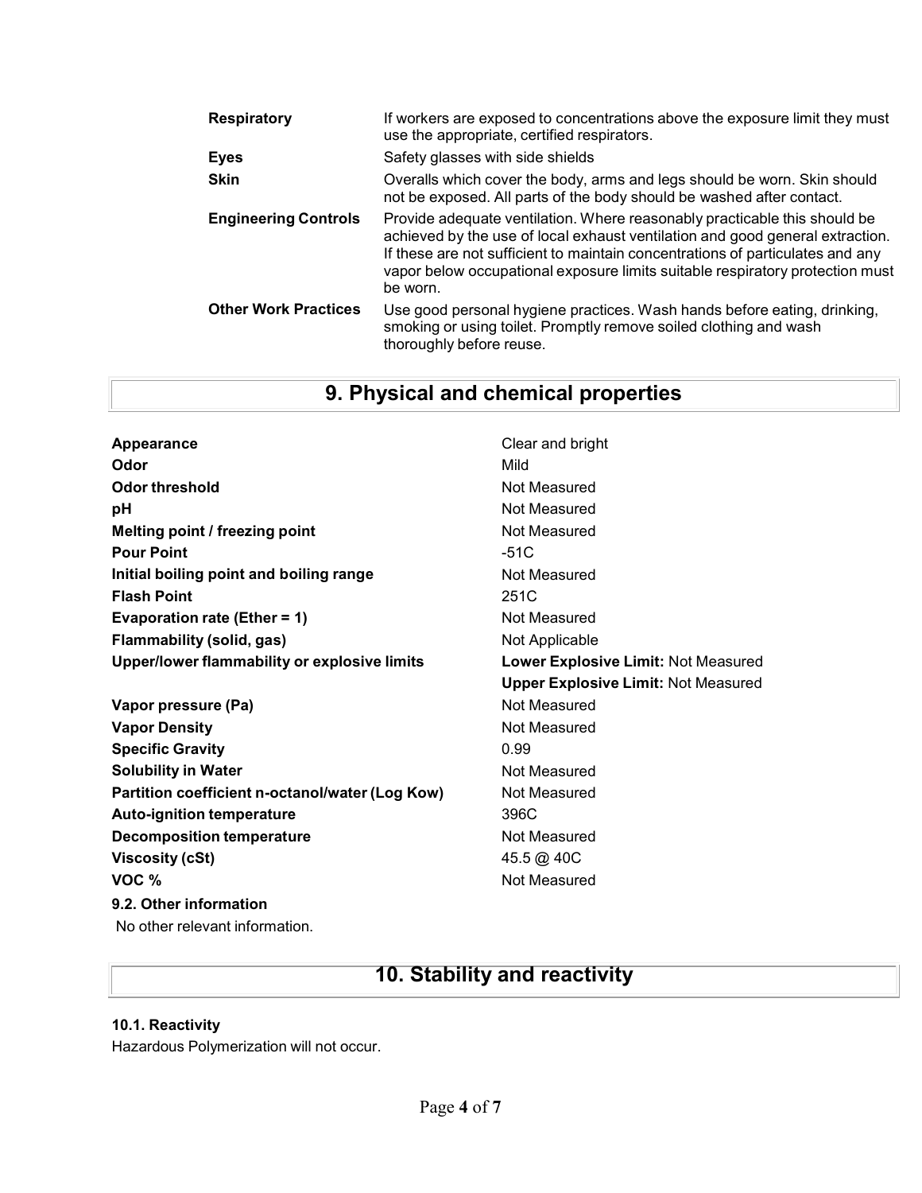| | |
|---|---|
| **Respiratory** | If workers are exposed to concentrations above the exposure limit they must use the appropriate, certified respirators. |
| **Eyes** | Safety glasses with side shields |
| **Skin** | Overalls which cover the body, arms and legs should be worn. Skin should not be exposed. All parts of the body should be washed after contact. |
| **Engineering Controls** | Provide adequate ventilation. Where reasonably practicable this should be achieved by the use of local exhaust ventilation and good general extraction. If these are not sufficient to maintain concentrations of particulates and any vapor below occupational exposure limits suitable respiratory protection must be worn. |
| **Other Work Practices** | Use good personal hygiene practices. Wash hands before eating, drinking, smoking or using toilet. Promptly remove soiled clothing and wash thoroughly before reuse. |

# 9. Physical and chemical properties

| | |
|---|---|
| **Appearance** | Clear and bright |
| **Odor** | Mild |
| **Odor threshold** | Not Measured |
| **pH** | Not Measured |
| **Melting point / freezing point** | Not Measured |
| **Pour Point** | -51C |
| **Initial boiling point and boiling range** | Not Measured |
| **Flash Point** | 251C |
| **Evaporation rate (Ether = 1)** | Not Measured |
| **Flammability (solid, gas)** | Not Applicable |
| **Upper/lower flammability or explosive limits** | **Lower Explosive Limit:** Not Measured |
| | **Upper Explosive Limit:** Not Measured |
| **Vapor pressure (Pa)** | Not Measured |
| **Vapor Density** | Not Measured |
| **Specific Gravity** | 0.99 |
| **Solubility in Water** | Not Measured |
| **Partition coefficient n-octanol/water (Log Kow)** | Not Measured |
| **Auto-ignition temperature** | 396C |
| **Decomposition temperature** | Not Measured |
| **Viscosity (cSt)** | 45.5 @ 40C |
| **VOC %** | Not Measured |

**9.2. Other information**

No other relevant information.

# 10. Stability and reactivity

**10.1. Reactivity**

Hazardous Polymerization will not occur.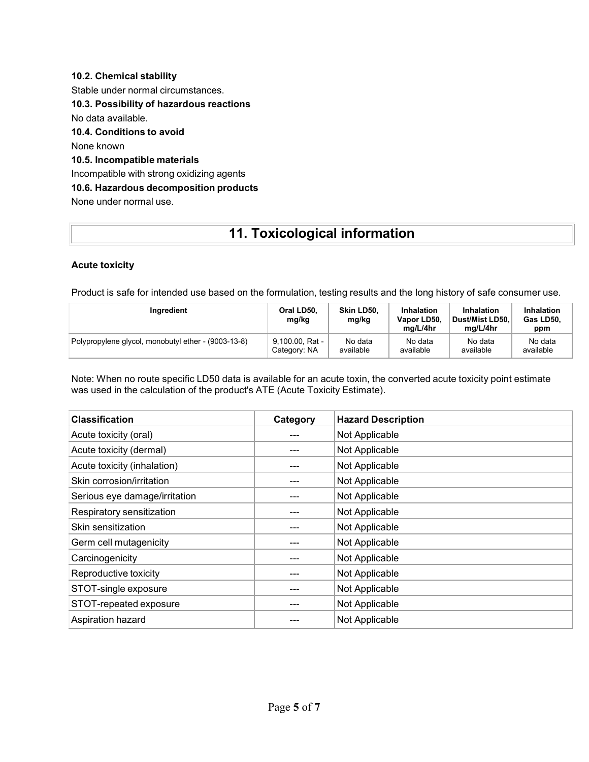**10.2. Chemical stability**

Stable under normal circumstances.

**10.3. Possibility of hazardous reactions**

No data available.

**10.4. Conditions to avoid**

None known

**10.5. Incompatible materials**

Incompatible with strong oxidizing agents

**10.6. Hazardous decomposition products**

None under normal use.

## 11. Toxicological information

**Acute toxicity**

Product is safe for intended use based on the formulation, testing results and the long history of safe consumer use.

| Ingredient | Oral LD50, mg/kg | Skin LD50, mg/kg | Inhalation Vapor LD50, mg/L/4hr | Inhalation Dust/Mist LD50, mg/L/4hr | Inhalation Gas LD50, ppm |
|---|---|---|---|---|---|
| Polypropylene glycol, monobutyl ether - (9003-13-8) | 9,100.00, Rat - Category: NA | No data available | No data available | No data available | No data available |

Note: When no route specific LD50 data is available for an acute toxin, the converted acute toxicity point estimate was used in the calculation of the product's ATE (Acute Toxicity Estimate).

| Classification | Category | Hazard Description |
|---|---|---|
| Acute toxicity (oral) | --- | Not Applicable |
| Acute toxicity (dermal) | --- | Not Applicable |
| Acute toxicity (inhalation) | --- | Not Applicable |
| Skin corrosion/irritation | --- | Not Applicable |
| Serious eye damage/irritation | --- | Not Applicable |
| Respiratory sensitization | --- | Not Applicable |
| Skin sensitization | --- | Not Applicable |
| Germ cell mutagenicity | --- | Not Applicable |
| Carcinogenicity | --- | Not Applicable |
| Reproductive toxicity | --- | Not Applicable |
| STOT-single exposure | --- | Not Applicable |
| STOT-repeated exposure | --- | Not Applicable |
| Aspiration hazard | --- | Not Applicable |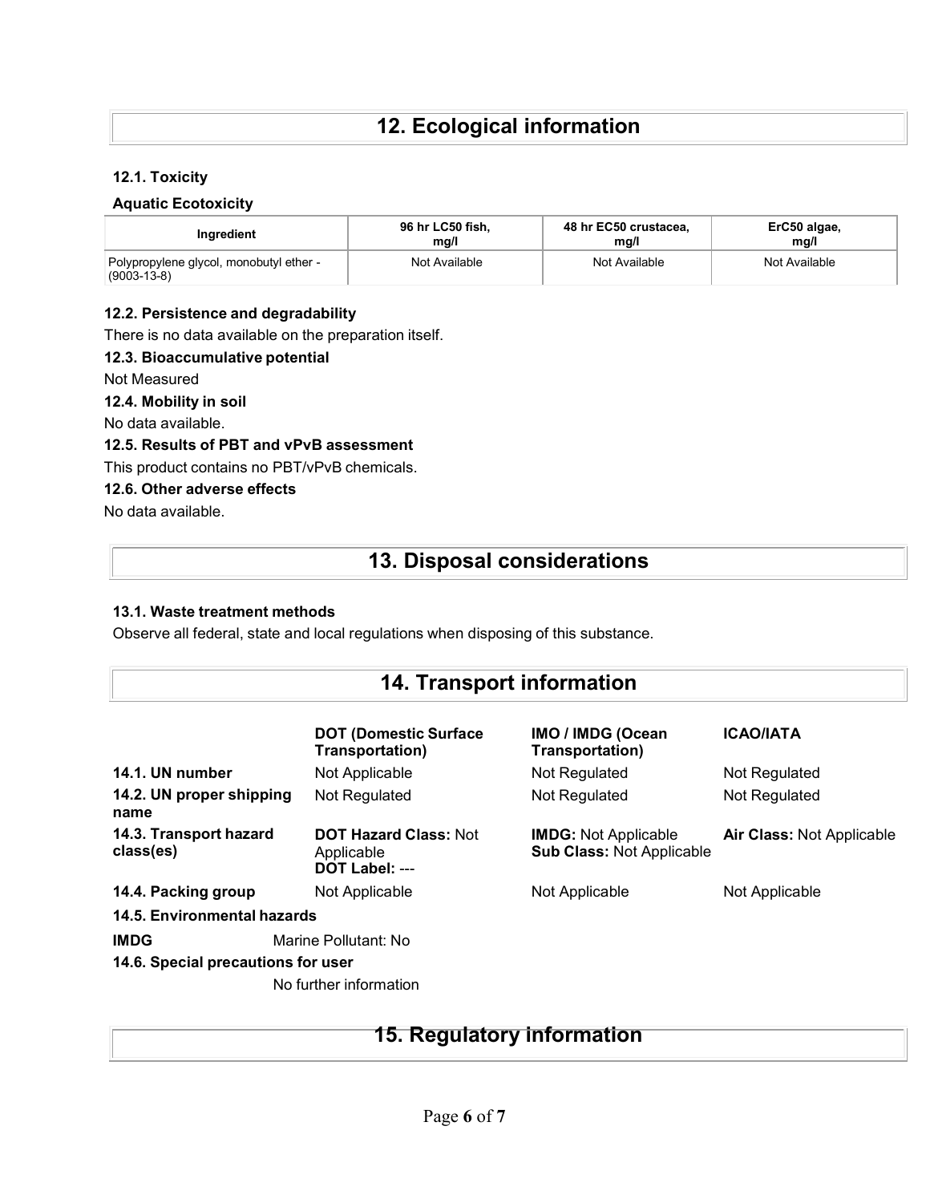## 12. Ecological information

### 12.1. Toxicity

**Aquatic Ecotoxicity**

| Ingredient | 96 hr LC50 fish, mg/l | 48 hr EC50 crustacea, mg/l | ErC50 algae, mg/l |
|---|---|---|---|
| Polypropylene glycol, monobutyl ether - (9003-13-8) | Not Available | Not Available | Not Available |

### 12.2. Persistence and degradability

There is no data available on the preparation itself.

### 12.3. Bioaccumulative potential

Not Measured

### 12.4. Mobility in soil

No data available.

### 12.5. Results of PBT and vPvB assessment

This product contains no PBT/vPvB chemicals.

### 12.6. Other adverse effects

No data available.

## 13. Disposal considerations

### 13.1. Waste treatment methods

Observe all federal, state and local regulations when disposing of this substance.

## 14. Transport information

| | DOT (Domestic Surface Transportation) | IMO / IMDG (Ocean Transportation) | ICAO/IATA |
|---|---|---|---|
| **14.1. UN number** | Not Applicable | Not Regulated | Not Regulated |
| **14.2. UN proper shipping name** | Not Regulated | Not Regulated | Not Regulated |
| **14.3. Transport hazard class(es)** | **DOT Hazard Class:** Not Applicable **DOT Label:** --- | **IMDG:** Not Applicable **Sub Class:** Not Applicable | **Air Class:** Not Applicable |
| **14.4. Packing group** | Not Applicable | Not Applicable | Not Applicable |

**14.5. Environmental hazards**

**IMDG** Marine Pollutant: No

**14.6. Special precautions for user**

No further information

## 15. Regulatory information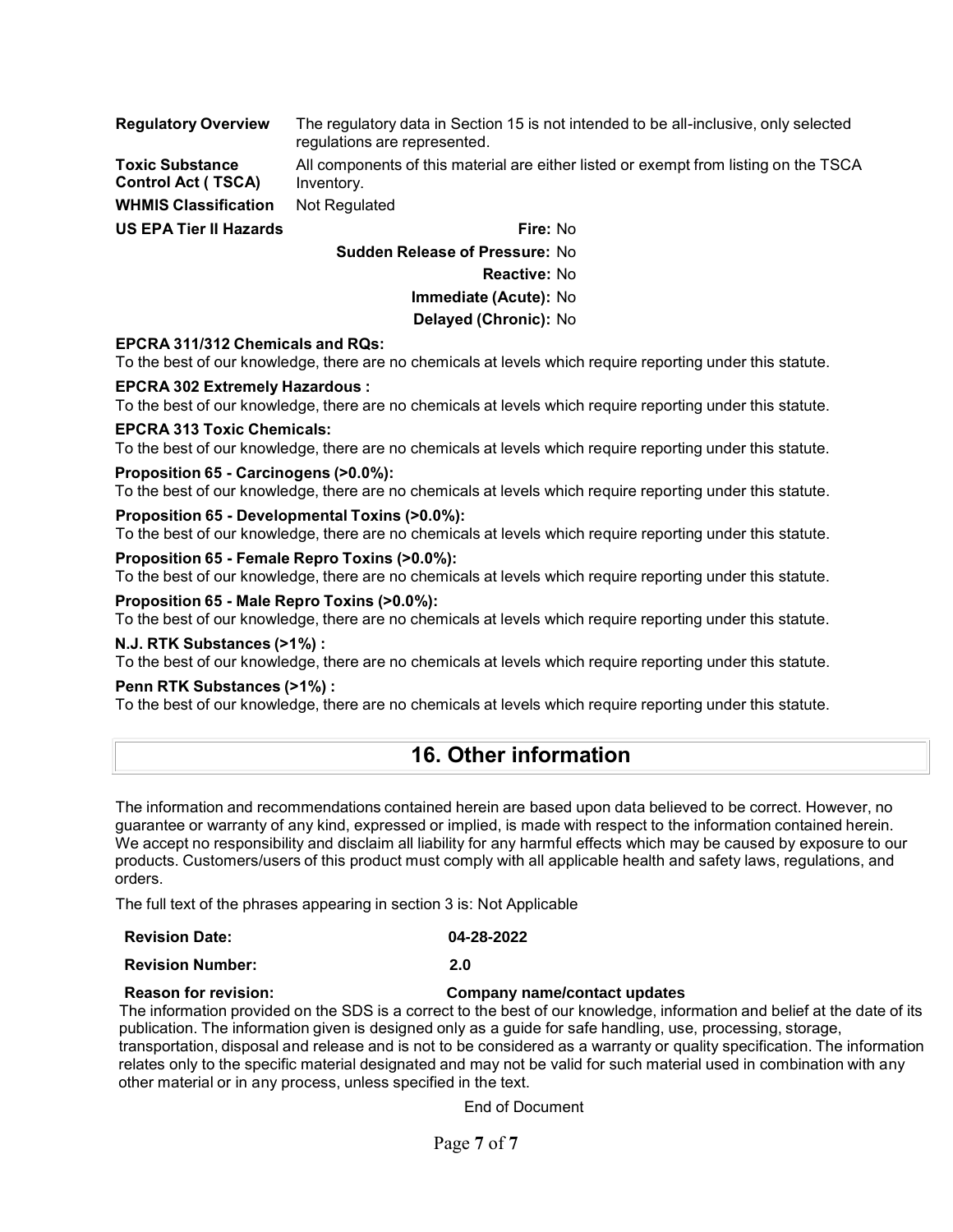**Regulatory Overview** The regulatory data in Section 15 is not intended to be all-inclusive, only selected regulations are represented.

**Toxic Substance Control Act ( TSCA)** All components of this material are either listed or exempt from listing on the TSCA Inventory.

**WHMIS Classification** Not Regulated

**US EPA Tier II Hazards**

**Fire:** No

**Sudden Release of Pressure:** No

**Reactive:** No

**Immediate (Acute):** No

**Delayed (Chronic):** No

**EPCRA 311/312 Chemicals and RQs:**
To the best of our knowledge, there are no chemicals at levels which require reporting under this statute.

**EPCRA 302 Extremely Hazardous :**
To the best of our knowledge, there are no chemicals at levels which require reporting under this statute.

**EPCRA 313 Toxic Chemicals:**
To the best of our knowledge, there are no chemicals at levels which require reporting under this statute.

**Proposition 65 - Carcinogens (>0.0%):**
To the best of our knowledge, there are no chemicals at levels which require reporting under this statute.

**Proposition 65 - Developmental Toxins (>0.0%):**
To the best of our knowledge, there are no chemicals at levels which require reporting under this statute.

**Proposition 65 - Female Repro Toxins (>0.0%):**
To the best of our knowledge, there are no chemicals at levels which require reporting under this statute.

**Proposition 65 - Male Repro Toxins (>0.0%):**
To the best of our knowledge, there are no chemicals at levels which require reporting under this statute.

**N.J. RTK Substances (>1%) :**
To the best of our knowledge, there are no chemicals at levels which require reporting under this statute.

**Penn RTK Substances (>1%) :**
To the best of our knowledge, there are no chemicals at levels which require reporting under this statute.

## 16. Other information

The information and recommendations contained herein are based upon data believed to be correct. However, no guarantee or warranty of any kind, expressed or implied, is made with respect to the information contained herein. We accept no responsibility and disclaim all liability for any harmful effects which may be caused by exposure to our products. Customers/users of this product must comply with all applicable health and safety laws, regulations, and orders.

The full text of the phrases appearing in section 3 is: Not Applicable

**Revision Date:** **04-28-2022**

**Revision Number:** **2.0**

**Reason for revision:** **Company name/contact updates**

The information provided on the SDS is a correct to the best of our knowledge, information and belief at the date of its publication. The information given is designed only as a guide for safe handling, use, processing, storage, transportation, disposal and release and is not to be considered as a warranty or quality specification. The information relates only to the specific material designated and may not be valid for such material used in combination with any other material or in any process, unless specified in the text.

End of Document